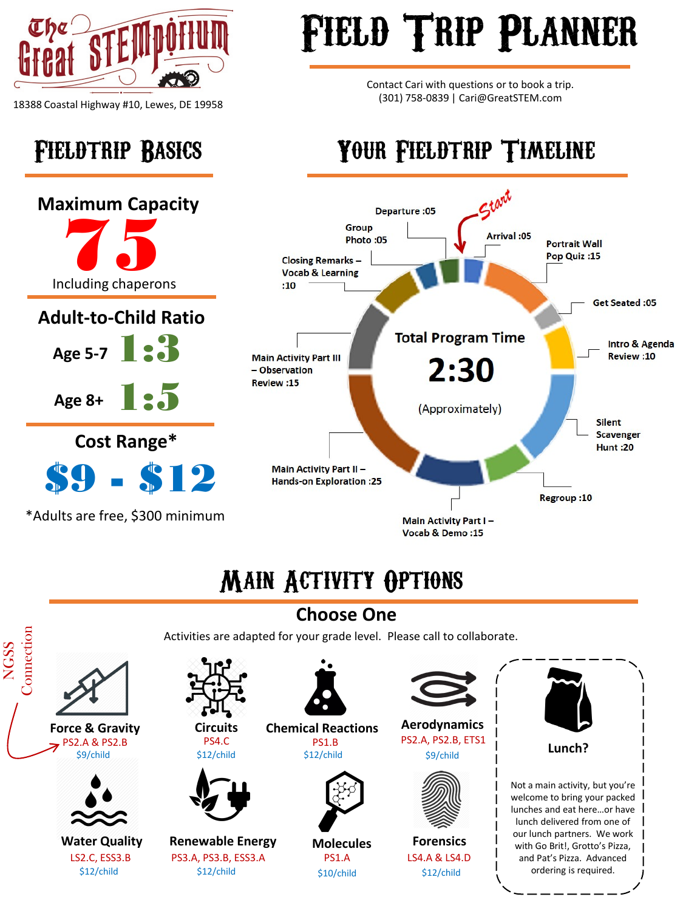# The Great STEMporium

18388 Coastal Highway #10, Lewes, DE 19958

# Field Trip Planner

Contact Cari with questions or to book a trip.
(301) 758-0839 | Cari@GreatSTEM.com

## Fieldtrip Basics

### Maximum Capacity

**75**

Including chaperons

### Adult-to-Child Ratio

Age 5-7 **1:3**

Age 8+ **1:5**

### Cost Range*

**$9 - $12**

*Adults are free, $300 minimum

## Your Fieldtrip Timeline

Start

- Arrival :05
- Portrait Wall Pop Quiz :15
- Get Seated :05
- Intro & Agenda Review :10
- Silent Scavenger Hunt :20
- Regroup :10
- Main Activity Part I – Vocab & Demo :15
- Main Activity Part II – Hands-on Exploration :25
- Main Activity Part III – Observation Review :15
- Closing Remarks – Vocab & Learning :10
- Group Photo :05
- Departure :05

Total Program Time

**2:30**

(Approximately)

## Main Activity Options

### Choose One

Activities are adapted for your grade level. Please call to collaborate.

NGSS Connection

| Activity | NGSS | Cost |
|---|---|---|
| Force & Gravity | PS2.A & PS2.B | $9/child |
| Circuits | PS4.C | $12/child |
| Chemical Reactions | PS1.B | $12/child |
| Aerodynamics | PS2.A, PS2.B, ETS1 | $9/child |
| Water Quality | LS2.C, ESS3.B | $12/child |
| Renewable Energy | PS3.A, PS3.B, ESS3.A | $12/child |
| Molecules | PS1.A | $10/child |
| Forensics | LS4.A & LS4.D | $12/child |

**Lunch?**

Not a main activity, but you're welcome to bring your packed lunches and eat here…or have lunch delivered from one of our lunch partners. We work with Go Brit!, Grotto's Pizza, and Pat's Pizza. Advanced ordering is required.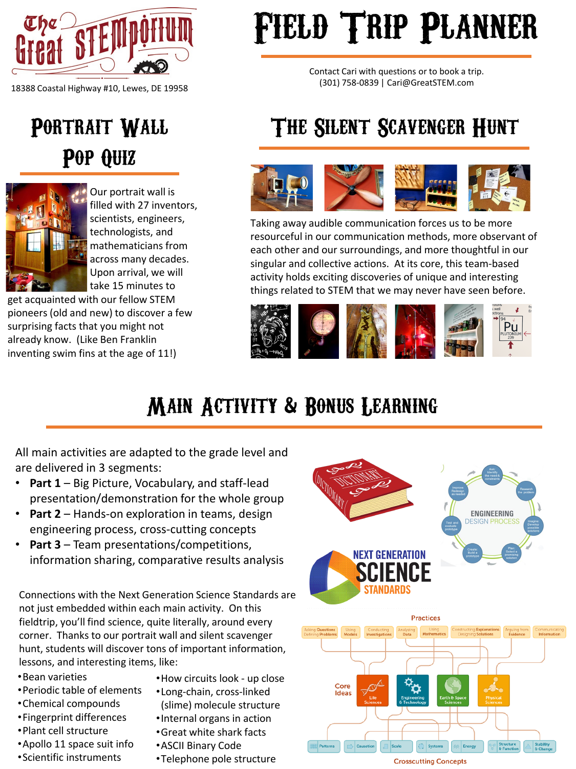The Great STEMporium

18388 Coastal Highway #10, Lewes, DE 19958

# Field Trip Planner

Contact Cari with questions or to book a trip.
(301) 758-0839 | Cari@GreatSTEM.com

## Portrait Wall Pop Quiz

Our portrait wall is filled with 27 inventors, scientists, engineers, technologists, and mathematicians from across many decades. Upon arrival, we will take 15 minutes to get acquainted with our fellow STEM pioneers (old and new) to discover a few surprising facts that you might not already know. (Like Ben Franklin inventing swim fins at the age of 11!)

## The Silent Scavenger Hunt

Taking away audible communication forces us to be more resourceful in our communication methods, more observant of each other and our surroundings, and more thoughtful in our singular and collective actions. At its core, this team-based activity holds exciting discoveries of unique and interesting things related to STEM that we may never have seen before.

## Main Activity & Bonus Learning

All main activities are adapted to the grade level and are delivered in 3 segments:

- **Part 1** – Big Picture, Vocabulary, and staff-lead presentation/demonstration for the whole group
- **Part 2** – Hands-on exploration in teams, design engineering process, cross-cutting concepts
- **Part 3** – Team presentations/competitions, information sharing, comparative results analysis

Connections with the Next Generation Science Standards are not just embedded within each main activity. On this fieldtrip, you'll find science, quite literally, around every corner. Thanks to our portrait wall and silent scavenger hunt, students will discover tons of important information, lessons, and interesting items, like:

- Bean varieties
- Periodic table of elements
- Chemical compounds
- Fingerprint differences
- Plant cell structure
- Apollo 11 space suit info
- Scientific instruments
- How circuits look - up close
- Long-chain, cross-linked (slime) molecule structure
- Internal organs in action
- Great white shark facts
- ASCII Binary Code
- Telephone pole structure